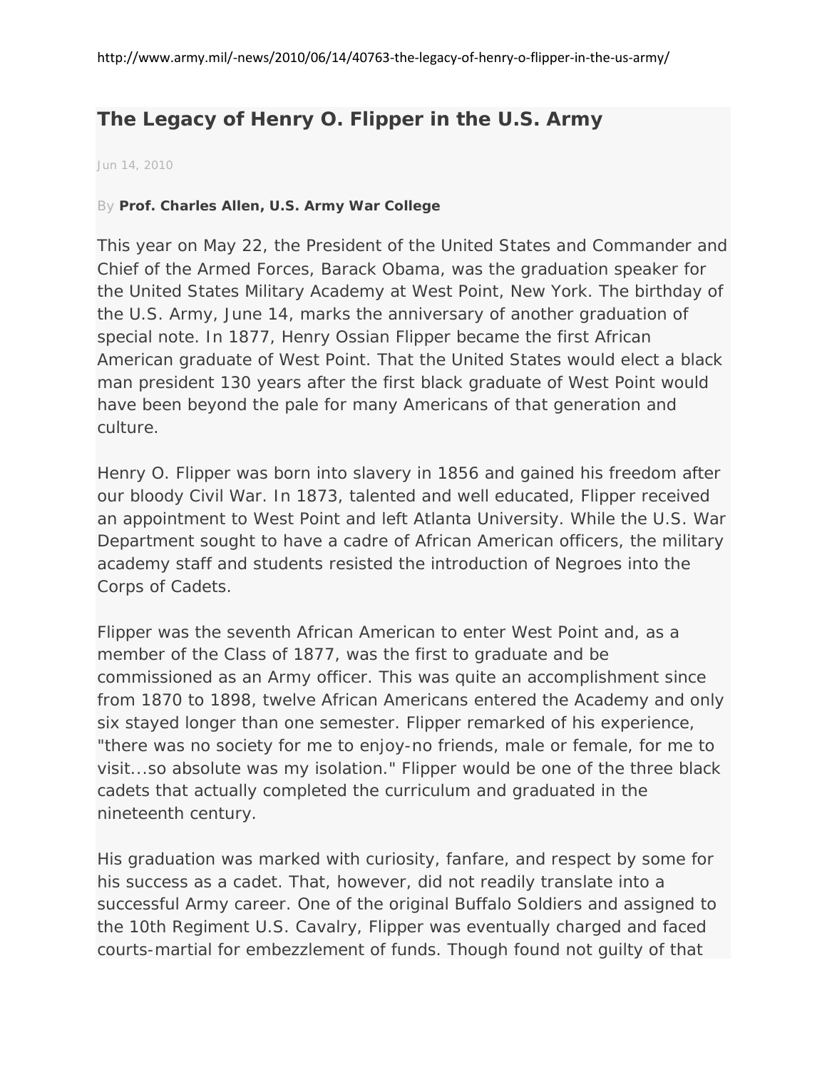http://www.army.mil/-news/2010/06/14/40763-the-legacy-of-henry-o-flipper-in-the-us-army/

# The Legacy of Henry O. Flipper in the U.S. Army

Jun 14, 2010

By **Prof. Charles Allen, U.S. Army War College**

This year on May 22, the President of the United States and Commander and Chief of the Armed Forces, Barack Obama, was the graduation speaker for the United States Military Academy at West Point, New York. The birthday of the U.S. Army, June 14, marks the anniversary of another graduation of special note. In 1877, Henry Ossian Flipper became the first African American graduate of West Point. That the United States would elect a black man president 130 years after the first black graduate of West Point would have been beyond the pale for many Americans of that generation and culture.

Henry O. Flipper was born into slavery in 1856 and gained his freedom after our bloody Civil War. In 1873, talented and well educated, Flipper received an appointment to West Point and left Atlanta University. While the U.S. War Department sought to have a cadre of African American officers, the military academy staff and students resisted the introduction of Negroes into the Corps of Cadets.

Flipper was the seventh African American to enter West Point and, as a member of the Class of 1877, was the first to graduate and be commissioned as an Army officer. This was quite an accomplishment since from 1870 to 1898, twelve African Americans entered the Academy and only six stayed longer than one semester. Flipper remarked of his experience, "there was no society for me to enjoy-no friends, male or female, for me to visit...so absolute was my isolation." Flipper would be one of the three black cadets that actually completed the curriculum and graduated in the nineteenth century.

His graduation was marked with curiosity, fanfare, and respect by some for his success as a cadet. That, however, did not readily translate into a successful Army career. One of the original Buffalo Soldiers and assigned to the 10th Regiment U.S. Cavalry, Flipper was eventually charged and faced courts-martial for embezzlement of funds. Though found not guilty of that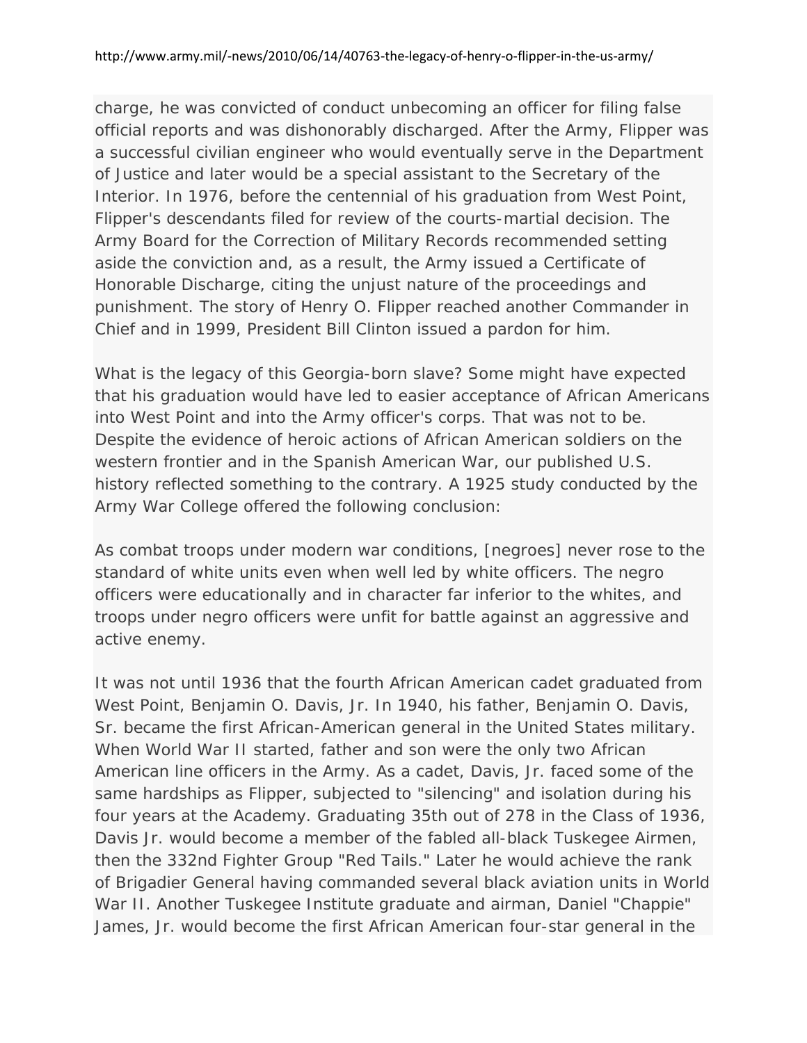charge, he was convicted of conduct unbecoming an officer for filing false official reports and was dishonorably discharged. After the Army, Flipper was a successful civilian engineer who would eventually serve in the Department of Justice and later would be a special assistant to the Secretary of the Interior. In 1976, before the centennial of his graduation from West Point, Flipper's descendants filed for review of the courts-martial decision. The Army Board for the Correction of Military Records recommended setting aside the conviction and, as a result, the Army issued a Certificate of Honorable Discharge, citing the unjust nature of the proceedings and punishment. The story of Henry O. Flipper reached another Commander in Chief and in 1999, President Bill Clinton issued a pardon for him.

What is the legacy of this Georgia-born slave? Some might have expected that his graduation would have led to easier acceptance of African Americans into West Point and into the Army officer's corps. That was not to be. Despite the evidence of heroic actions of African American soldiers on the western frontier and in the Spanish American War, our published U.S. history reflected something to the contrary. A 1925 study conducted by the Army War College offered the following conclusion:

As combat troops under modern war conditions, [negroes] never rose to the standard of white units even when well led by white officers. The negro officers were educationally and in character far inferior to the whites, and troops under negro officers were unfit for battle against an aggressive and active enemy.

It was not until 1936 that the fourth African American cadet graduated from West Point, Benjamin O. Davis, Jr. In 1940, his father, Benjamin O. Davis, Sr. became the first African-American general in the United States military. When World War II started, father and son were the only two African American line officers in the Army. As a cadet, Davis, Jr. faced some of the same hardships as Flipper, subjected to "silencing" and isolation during his four years at the Academy. Graduating 35th out of 278 in the Class of 1936, Davis Jr. would become a member of the fabled all-black Tuskegee Airmen, then the 332nd Fighter Group "Red Tails." Later he would achieve the rank of Brigadier General having commanded several black aviation units in World War II. Another Tuskegee Institute graduate and airman, Daniel "Chappie" James, Jr. would become the first African American four-star general in the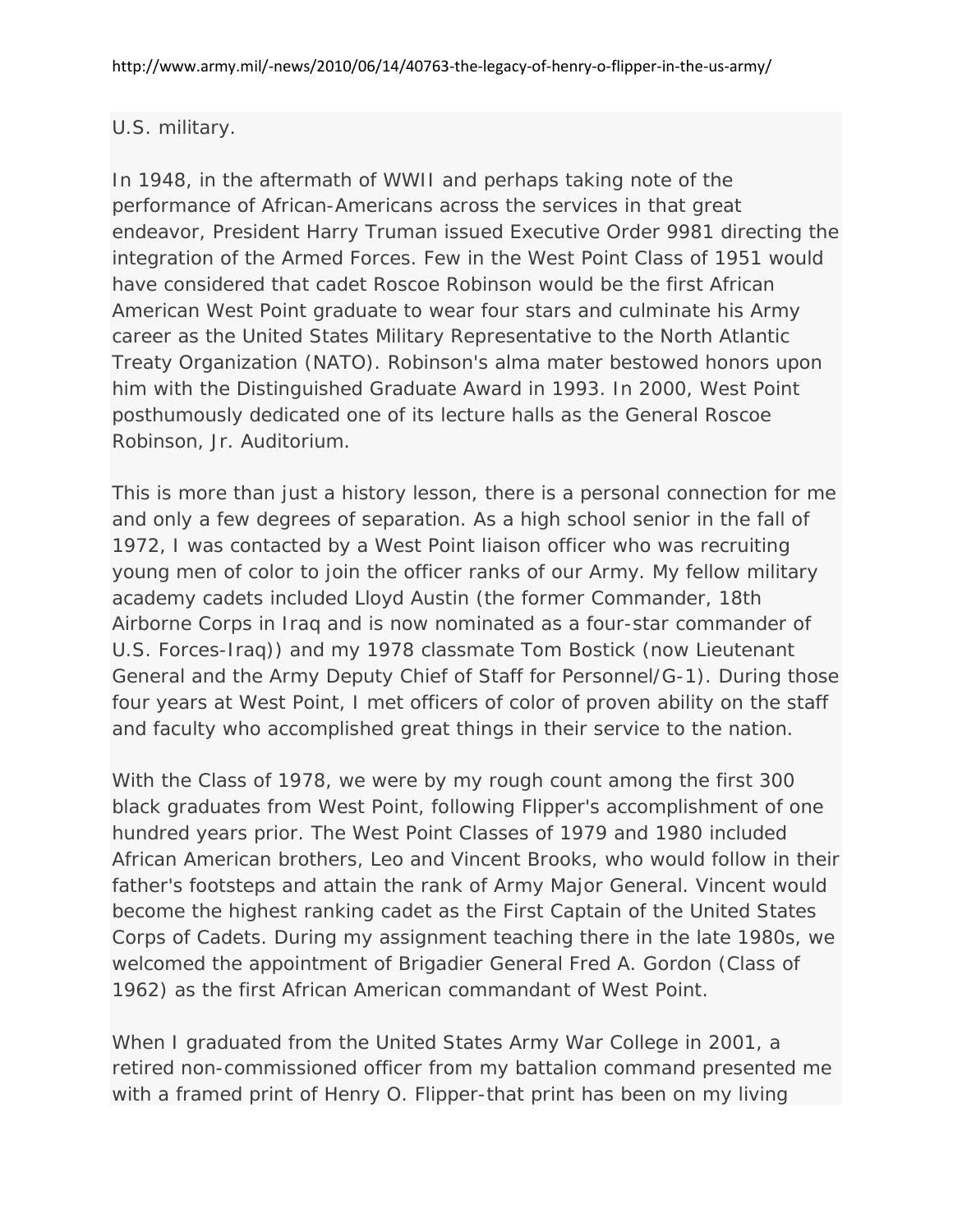U.S. military.

In 1948, in the aftermath of WWII and perhaps taking note of the performance of African-Americans across the services in that great endeavor, President Harry Truman issued Executive Order 9981 directing the integration of the Armed Forces. Few in the West Point Class of 1951 would have considered that cadet Roscoe Robinson would be the first African American West Point graduate to wear four stars and culminate his Army career as the United States Military Representative to the North Atlantic Treaty Organization (NATO). Robinson's alma mater bestowed honors upon him with the Distinguished Graduate Award in 1993. In 2000, West Point posthumously dedicated one of its lecture halls as the General Roscoe Robinson, Jr. Auditorium.

This is more than just a history lesson, there is a personal connection for me and only a few degrees of separation. As a high school senior in the fall of 1972, I was contacted by a West Point liaison officer who was recruiting young men of color to join the officer ranks of our Army. My fellow military academy cadets included Lloyd Austin (the former Commander, 18th Airborne Corps in Iraq and is now nominated as a four-star commander of U.S. Forces-Iraq)) and my 1978 classmate Tom Bostick (now Lieutenant General and the Army Deputy Chief of Staff for Personnel/G-1). During those four years at West Point, I met officers of color of proven ability on the staff and faculty who accomplished great things in their service to the nation.

With the Class of 1978, we were by my rough count among the first 300 black graduates from West Point, following Flipper's accomplishment of one hundred years prior. The West Point Classes of 1979 and 1980 included African American brothers, Leo and Vincent Brooks, who would follow in their father's footsteps and attain the rank of Army Major General. Vincent would become the highest ranking cadet as the First Captain of the United States Corps of Cadets. During my assignment teaching there in the late 1980s, we welcomed the appointment of Brigadier General Fred A. Gordon (Class of 1962) as the first African American commandant of West Point.

When I graduated from the United States Army War College in 2001, a retired non-commissioned officer from my battalion command presented me with a framed print of Henry O. Flipper-that print has been on my living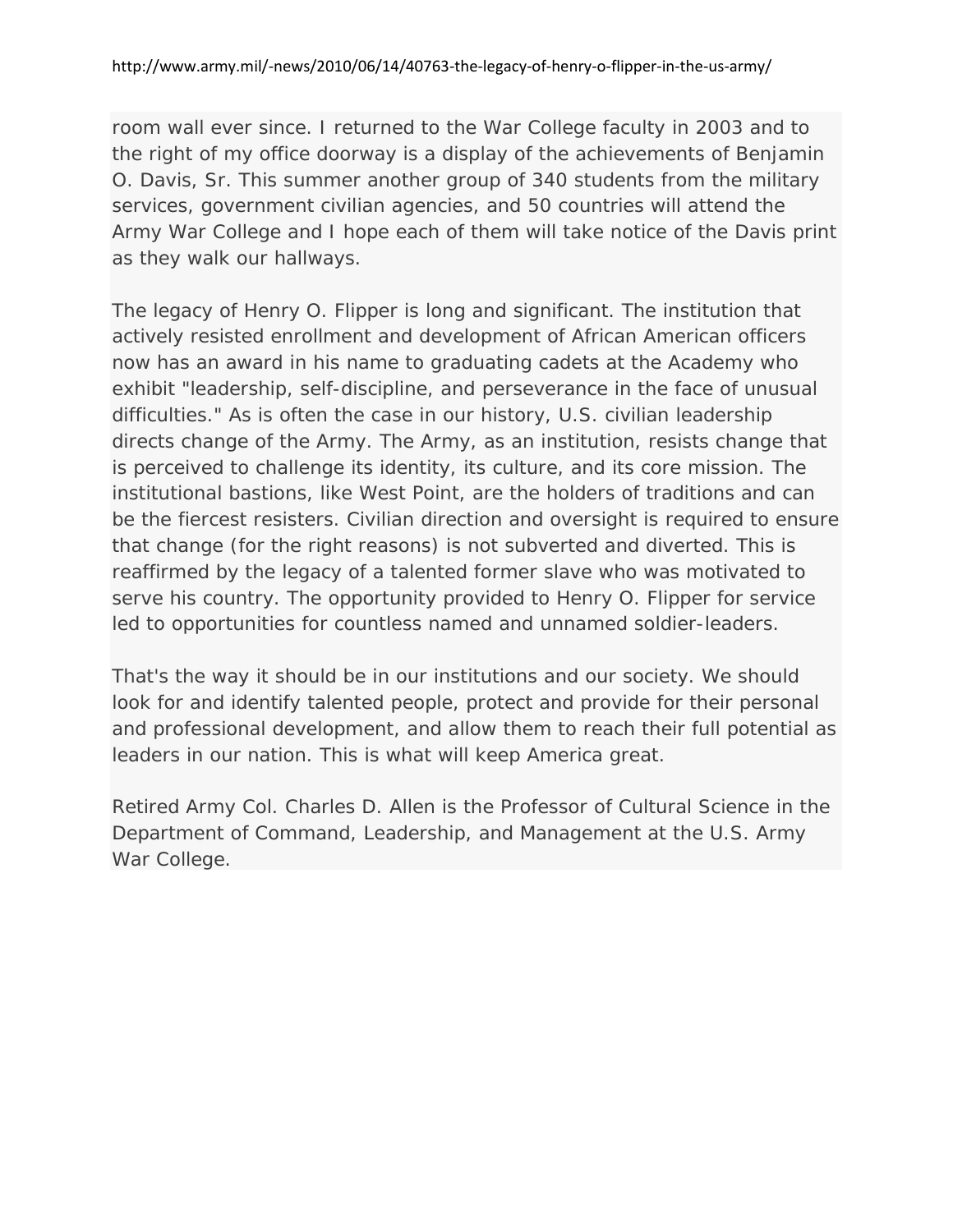room wall ever since. I returned to the War College faculty in 2003 and to the right of my office doorway is a display of the achievements of Benjamin O. Davis, Sr. This summer another group of 340 students from the military services, government civilian agencies, and 50 countries will attend the Army War College and I hope each of them will take notice of the Davis print as they walk our hallways.

The legacy of Henry O. Flipper is long and significant. The institution that actively resisted enrollment and development of African American officers now has an award in his name to graduating cadets at the Academy who exhibit "leadership, self-discipline, and perseverance in the face of unusual difficulties." As is often the case in our history, U.S. civilian leadership directs change of the Army. The Army, as an institution, resists change that is perceived to challenge its identity, its culture, and its core mission. The institutional bastions, like West Point, are the holders of traditions and can be the fiercest resisters. Civilian direction and oversight is required to ensure that change (for the right reasons) is not subverted and diverted. This is reaffirmed by the legacy of a talented former slave who was motivated to serve his country. The opportunity provided to Henry O. Flipper for service led to opportunities for countless named and unnamed soldier-leaders.

That's the way it should be in our institutions and our society. We should look for and identify talented people, protect and provide for their personal and professional development, and allow them to reach their full potential as leaders in our nation. This is what will keep America great.

Retired Army Col. Charles D. Allen is the Professor of Cultural Science in the Department of Command, Leadership, and Management at the U.S. Army War College.